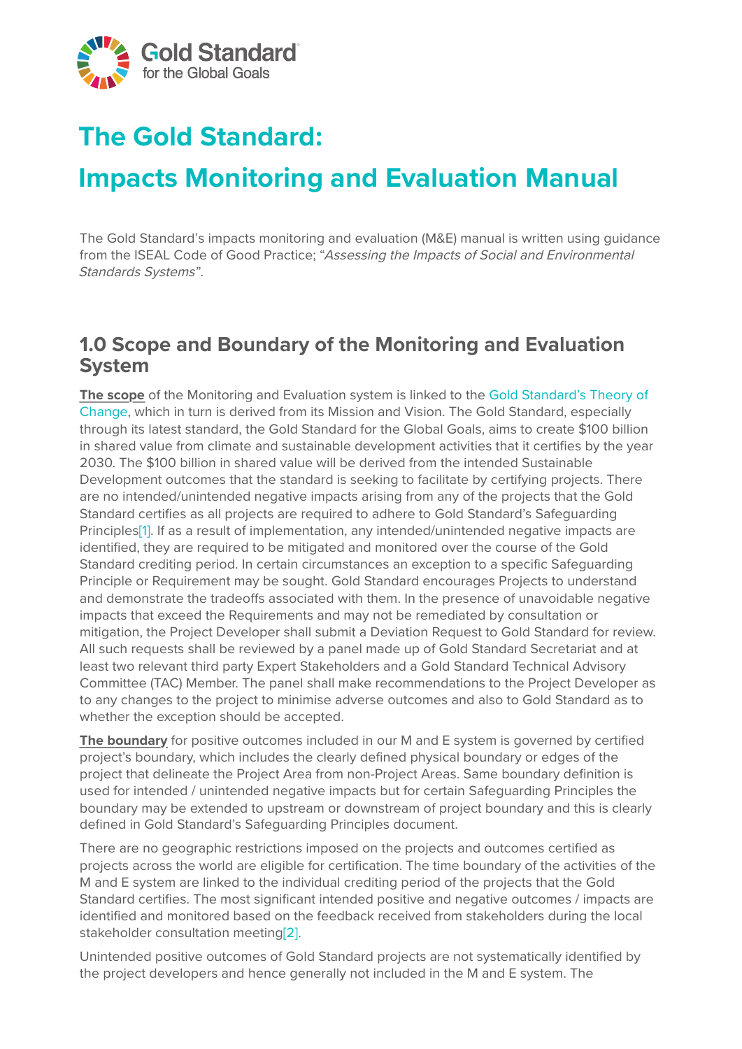# The Gold Standard:

# Impacts Monitoring and Evaluation Manual

The Gold Standard's impacts monitoring and evaluation (M&E) manual is written using guidance from the ISEAL Code of Good Practice; "*Assessing the Impacts of Social and Environmental Standards Systems*".

## 1.0 Scope and Boundary of the Monitoring and Evaluation System

**The scope** of the Monitoring and Evaluation system is linked to the Gold Standard's Theory of Change, which in turn is derived from its Mission and Vision. The Gold Standard, especially through its latest standard, the Gold Standard for the Global Goals, aims to create $100 billion in shared value from climate and sustainable development activities that it certifies by the year 2030. The $100 billion in shared value will be derived from the intended Sustainable Development outcomes that the standard is seeking to facilitate by certifying projects. There are no intended/unintended negative impacts arising from any of the projects that the Gold Standard certifies as all projects are required to adhere to Gold Standard's Safeguarding Principles[1]. If as a result of implementation, any intended/unintended negative impacts are identified, they are required to be mitigated and monitored over the course of the Gold Standard crediting period. In certain circumstances an exception to a specific Safeguarding Principle or Requirement may be sought. Gold Standard encourages Projects to understand and demonstrate the tradeoffs associated with them. In the presence of unavoidable negative impacts that exceed the Requirements and may not be remediated by consultation or mitigation, the Project Developer shall submit a Deviation Request to Gold Standard for review. All such requests shall be reviewed by a panel made up of Gold Standard Secretariat and at least two relevant third party Expert Stakeholders and a Gold Standard Technical Advisory Committee (TAC) Member. The panel shall make recommendations to the Project Developer as to any changes to the project to minimise adverse outcomes and also to Gold Standard as to whether the exception should be accepted.

**The boundary** for positive outcomes included in our M and E system is governed by certified project's boundary, which includes the clearly defined physical boundary or edges of the project that delineate the Project Area from non-Project Areas. Same boundary definition is used for intended / unintended negative impacts but for certain Safeguarding Principles the boundary may be extended to upstream or downstream of project boundary and this is clearly defined in Gold Standard's Safeguarding Principles document.

There are no geographic restrictions imposed on the projects and outcomes certified as projects across the world are eligible for certification. The time boundary of the activities of the M and E system are linked to the individual crediting period of the projects that the Gold Standard certifies. The most significant intended positive and negative outcomes / impacts are identified and monitored based on the feedback received from stakeholders during the local stakeholder consultation meeting[2].

Unintended positive outcomes of Gold Standard projects are not systematically identified by the project developers and hence generally not included in the M and E system. The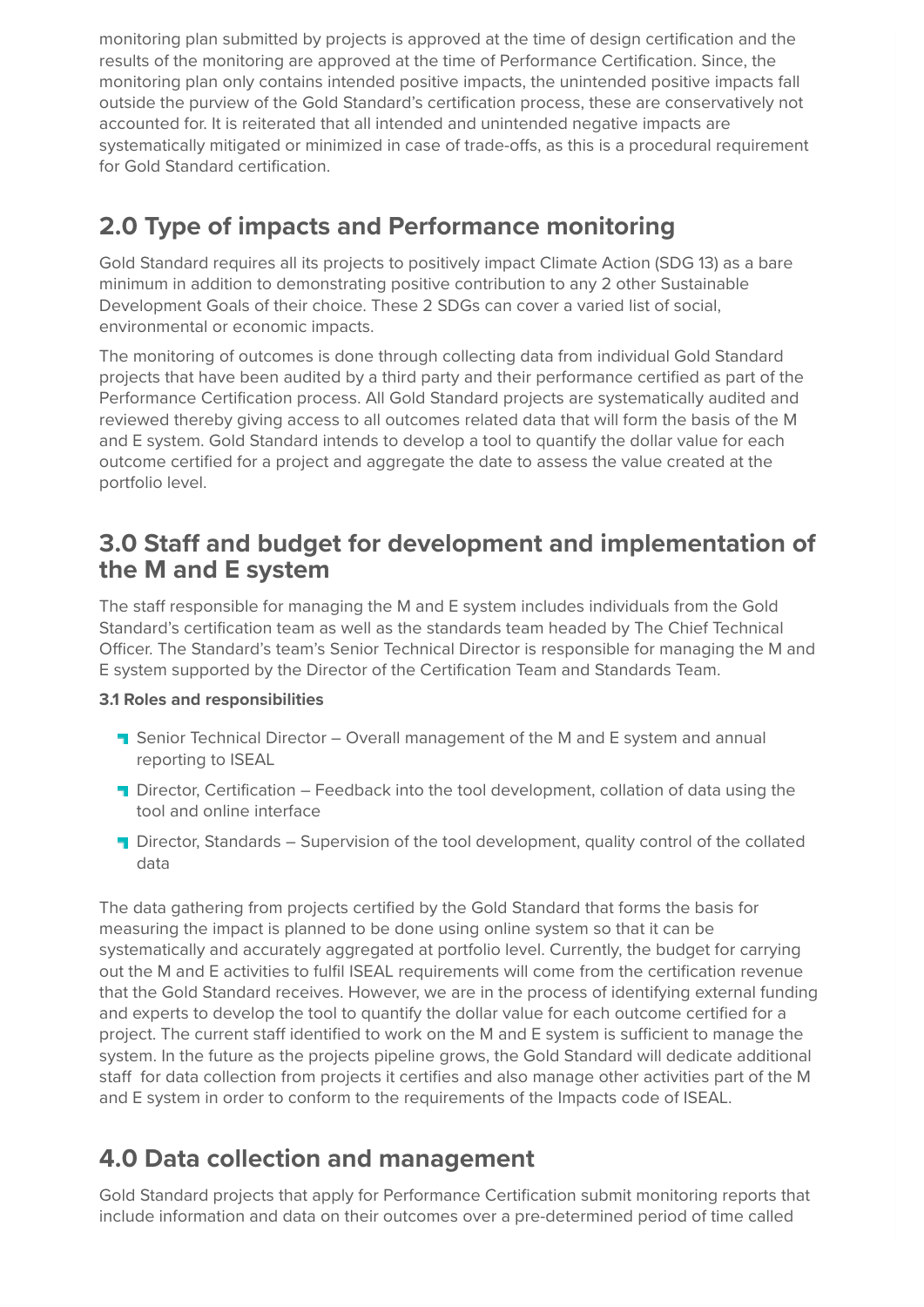monitoring plan submitted by projects is approved at the time of design certification and the results of the monitoring are approved at the time of Performance Certification. Since, the monitoring plan only contains intended positive impacts, the unintended positive impacts fall outside the purview of the Gold Standard's certification process, these are conservatively not accounted for. It is reiterated that all intended and unintended negative impacts are systematically mitigated or minimized in case of trade-offs, as this is a procedural requirement for Gold Standard certification.

## 2.0 Type of impacts and Performance monitoring

Gold Standard requires all its projects to positively impact Climate Action (SDG 13) as a bare minimum in addition to demonstrating positive contribution to any 2 other Sustainable Development Goals of their choice. These 2 SDGs can cover a varied list of social, environmental or economic impacts.

The monitoring of outcomes is done through collecting data from individual Gold Standard projects that have been audited by a third party and their performance certified as part of the Performance Certification process. All Gold Standard projects are systematically audited and reviewed thereby giving access to all outcomes related data that will form the basis of the M and E system. Gold Standard intends to develop a tool to quantify the dollar value for each outcome certified for a project and aggregate the date to assess the value created at the portfolio level.

## 3.0 Staff and budget for development and implementation of the M and E system

The staff responsible for managing the M and E system includes individuals from the Gold Standard's certification team as well as the standards team headed by The Chief Technical Officer. The Standard's team's Senior Technical Director is responsible for managing the M and E system supported by the Director of the Certification Team and Standards Team.

**3.1 Roles and responsibilities**

- Senior Technical Director – Overall management of the M and E system and annual reporting to ISEAL
- Director, Certification – Feedback into the tool development, collation of data using the tool and online interface
- Director, Standards – Supervision of the tool development, quality control of the collated data

The data gathering from projects certified by the Gold Standard that forms the basis for measuring the impact is planned to be done using online system so that it can be systematically and accurately aggregated at portfolio level. Currently, the budget for carrying out the M and E activities to fulfil ISEAL requirements will come from the certification revenue that the Gold Standard receives. However, we are in the process of identifying external funding and experts to develop the tool to quantify the dollar value for each outcome certified for a project. The current staff identified to work on the M and E system is sufficient to manage the system. In the future as the projects pipeline grows, the Gold Standard will dedicate additional staff for data collection from projects it certifies and also manage other activities part of the M and E system in order to conform to the requirements of the Impacts code of ISEAL.

## 4.0 Data collection and management

Gold Standard projects that apply for Performance Certification submit monitoring reports that include information and data on their outcomes over a pre-determined period of time called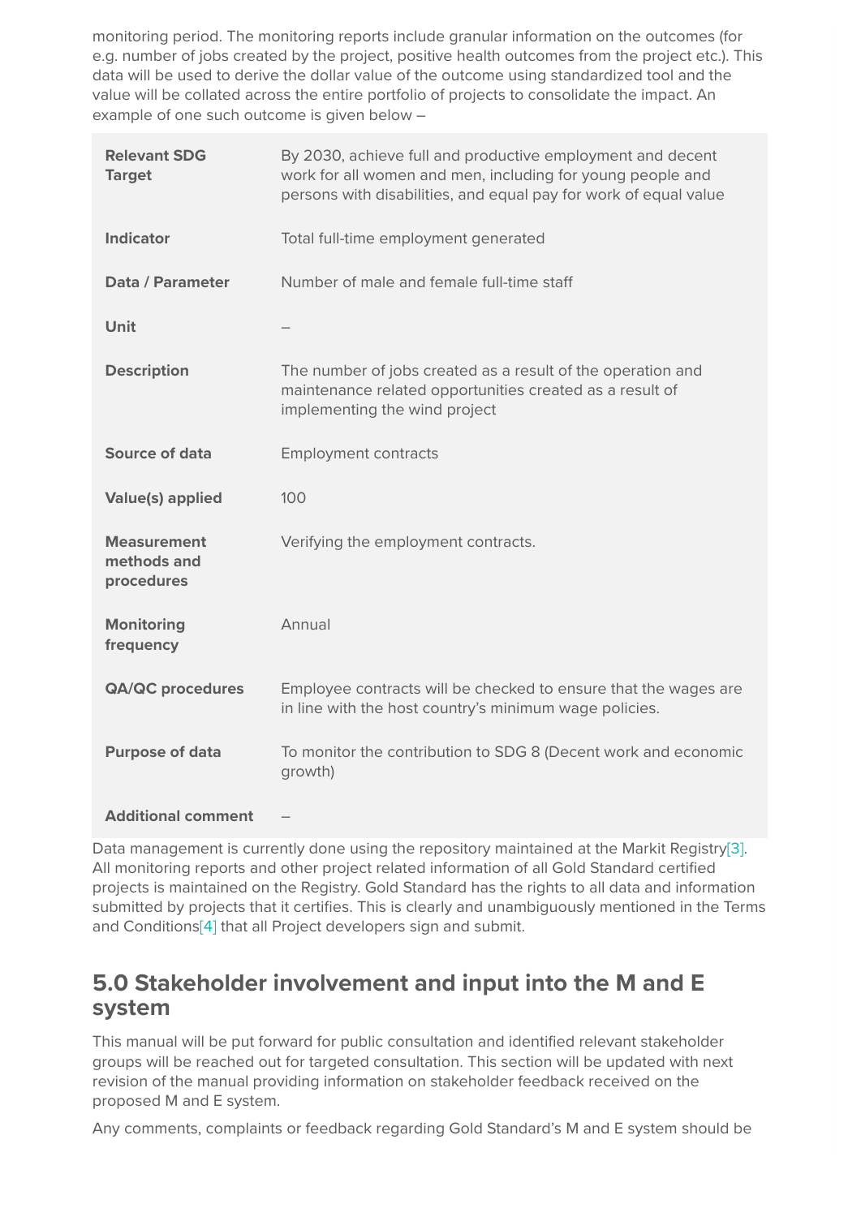monitoring period. The monitoring reports include granular information on the outcomes (for e.g. number of jobs created by the project, positive health outcomes from the project etc.). This data will be used to derive the dollar value of the outcome using standardized tool and the value will be collated across the entire portfolio of projects to consolidate the impact. An example of one such outcome is given below –

| | |
|---|---|
| **Relevant SDG Target** | By 2030, achieve full and productive employment and decent work for all women and men, including for young people and persons with disabilities, and equal pay for work of equal value |
| **Indicator** | Total full-time employment generated |
| **Data / Parameter** | Number of male and female full-time staff |
| **Unit** | – |
| **Description** | The number of jobs created as a result of the operation and maintenance related opportunities created as a result of implementing the wind project |
| **Source of data** | Employment contracts |
| **Value(s) applied** | 100 |
| **Measurement methods and procedures** | Verifying the employment contracts. |
| **Monitoring frequency** | Annual |
| **QA/QC procedures** | Employee contracts will be checked to ensure that the wages are in line with the host country's minimum wage policies. |
| **Purpose of data** | To monitor the contribution to SDG 8 (Decent work and economic growth) |
| **Additional comment** | – |

Data management is currently done using the repository maintained at the Markit Registry[3]. All monitoring reports and other project related information of all Gold Standard certified projects is maintained on the Registry. Gold Standard has the rights to all data and information submitted by projects that it certifies. This is clearly and unambiguously mentioned in the Terms and Conditions[4] that all Project developers sign and submit.

## 5.0 Stakeholder involvement and input into the M and E system

This manual will be put forward for public consultation and identified relevant stakeholder groups will be reached out for targeted consultation. This section will be updated with next revision of the manual providing information on stakeholder feedback received on the proposed M and E system.

Any comments, complaints or feedback regarding Gold Standard's M and E system should be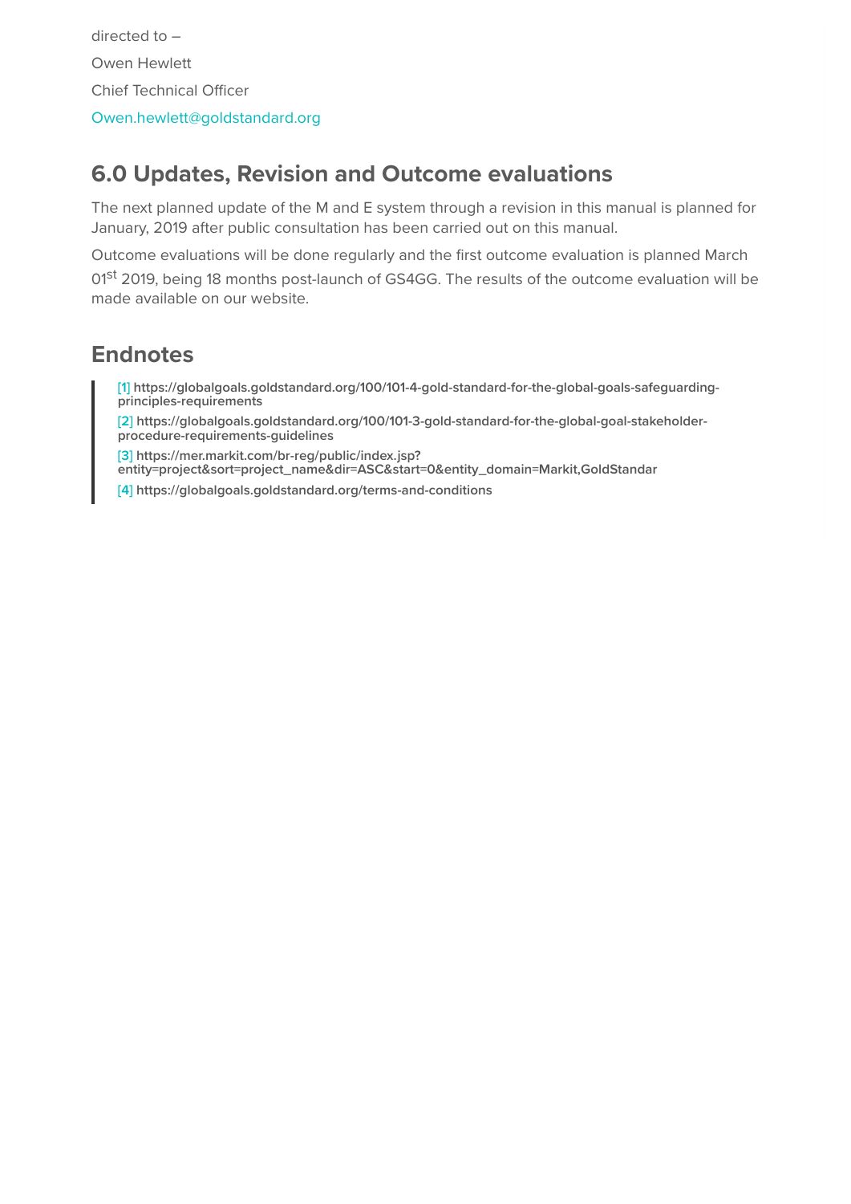directed to –

Owen Hewlett

Chief Technical Officer

Owen.hewlett@goldstandard.org

## 6.0 Updates, Revision and Outcome evaluations

The next planned update of the M and E system through a revision in this manual is planned for January, 2019 after public consultation has been carried out on this manual.

Outcome evaluations will be done regularly and the first outcome evaluation is planned March 01st 2019, being 18 months post-launch of GS4GG. The results of the outcome evaluation will be made available on our website.

## Endnotes

[1] https://globalgoals.goldstandard.org/100/101-4-gold-standard-for-the-global-goals-safeguarding-principles-requirements

[2] https://globalgoals.goldstandard.org/100/101-3-gold-standard-for-the-global-goal-stakeholder-procedure-requirements-guidelines

[3] https://mer.markit.com/br-reg/public/index.jsp?entity=project&sort=project_name&dir=ASC&start=0&entity_domain=Markit,GoldStandar

[4] https://globalgoals.goldstandard.org/terms-and-conditions